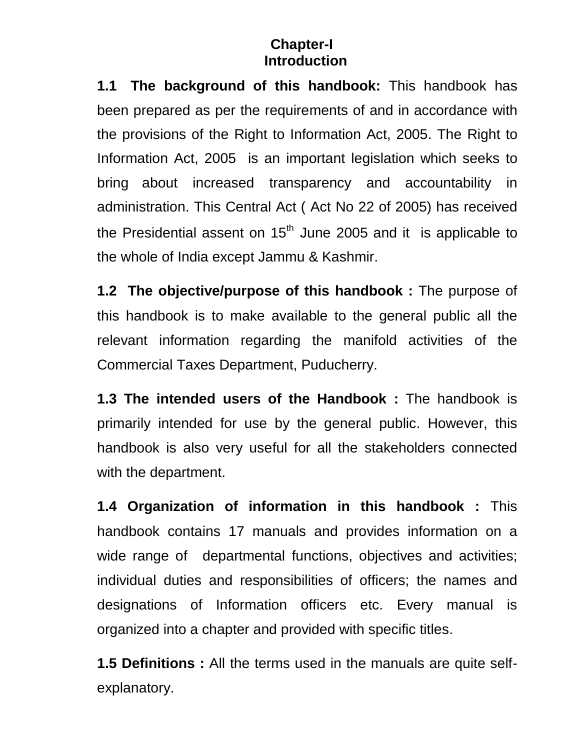# Chapter-I
## Introduction

**1.1 The background of this handbook:** This handbook has been prepared as per the requirements of and in accordance with the provisions of the Right to Information Act, 2005. The Right to Information Act, 2005 is an important legislation which seeks to bring about increased transparency and accountability in administration. This Central Act ( Act No 22 of 2005) has received the Presidential assent on 15th June 2005 and it is applicable to the whole of India except Jammu & Kashmir.

**1.2 The objective/purpose of this handbook :** The purpose of this handbook is to make available to the general public all the relevant information regarding the manifold activities of the Commercial Taxes Department, Puducherry.

**1.3 The intended users of the Handbook :** The handbook is primarily intended for use by the general public. However, this handbook is also very useful for all the stakeholders connected with the department.

**1.4 Organization of information in this handbook :** This handbook contains 17 manuals and provides information on a wide range of departmental functions, objectives and activities; individual duties and responsibilities of officers; the names and designations of Information officers etc. Every manual is organized into a chapter and provided with specific titles.

**1.5 Definitions :** All the terms used in the manuals are quite self-explanatory.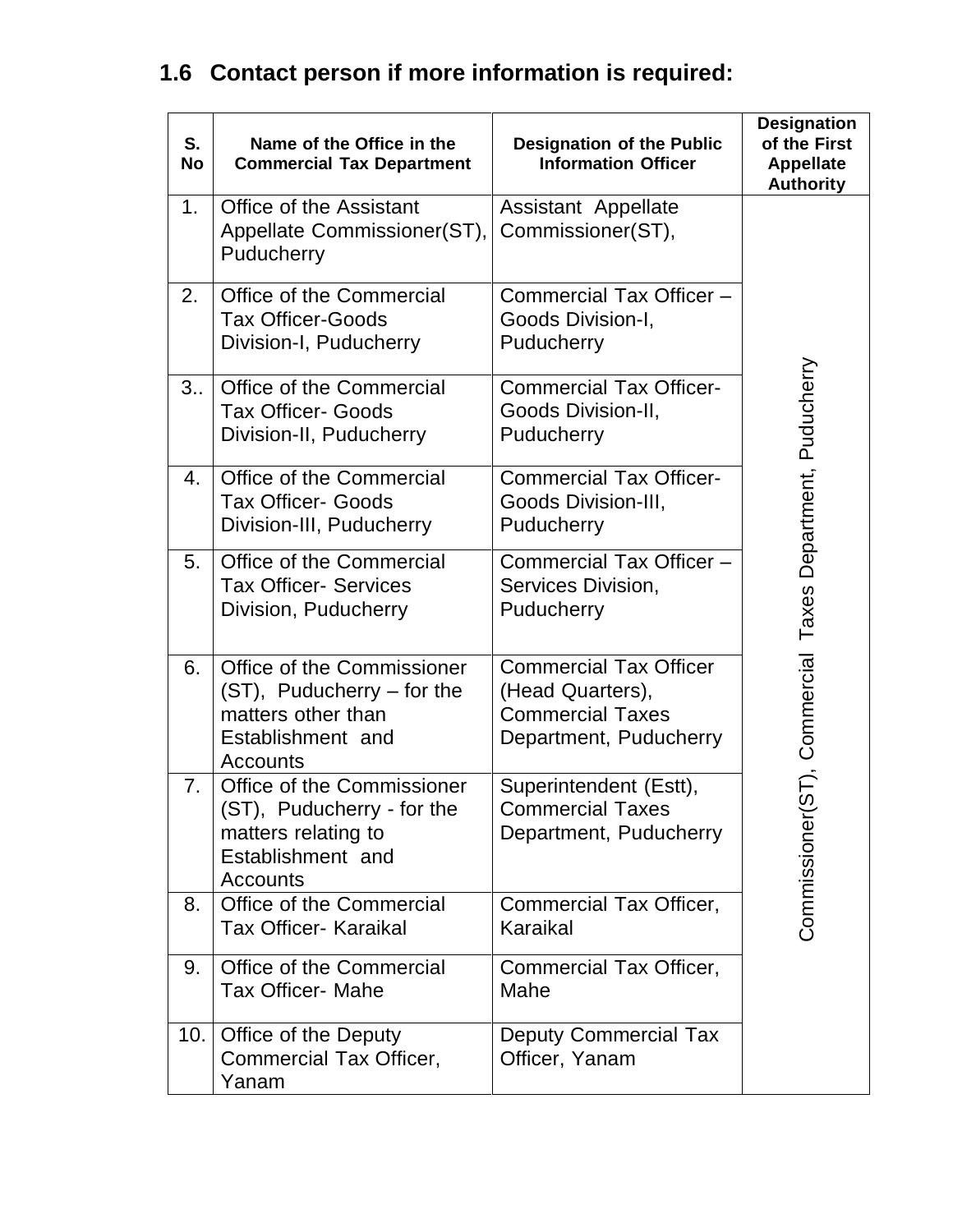## 1.6 Contact person if more information is required:

| S. No | Name of the Office in the Commercial Tax Department | Designation of the Public Information Officer | Designation of the First Appellate Authority |
|---|---|---|---|
| 1. | Office of the Assistant Appellate Commissioner(ST), Puducherry | Assistant Appellate Commissioner(ST), | Commissioner(ST), Commercial Taxes Department, Puducherry |
| 2. | Office of the Commercial Tax Officer-Goods Division-I, Puducherry | Commercial Tax Officer – Goods Division-I, Puducherry | |
| 3.. | Office of the Commercial Tax Officer- Goods Division-II, Puducherry | Commercial Tax Officer- Goods Division-II, Puducherry | |
| 4. | Office of the Commercial Tax Officer- Goods Division-III, Puducherry | Commercial Tax Officer- Goods Division-III, Puducherry | |
| 5. | Office of the Commercial Tax Officer- Services Division, Puducherry | Commercial Tax Officer – Services Division, Puducherry | |
| 6. | Office of the Commissioner (ST), Puducherry – for the matters other than Establishment and Accounts | Commercial Tax Officer (Head Quarters), Commercial Taxes Department, Puducherry | |
| 7. | Office of the Commissioner (ST), Puducherry - for the matters relating to Establishment and Accounts | Superintendent (Estt), Commercial Taxes Department, Puducherry | |
| 8. | Office of the Commercial Tax Officer- Karaikal | Commercial Tax Officer, Karaikal | |
| 9. | Office of the Commercial Tax Officer- Mahe | Commercial Tax Officer, Mahe | |
| 10. | Office of the Deputy Commercial Tax Officer, Yanam | Deputy Commercial Tax Officer, Yanam | |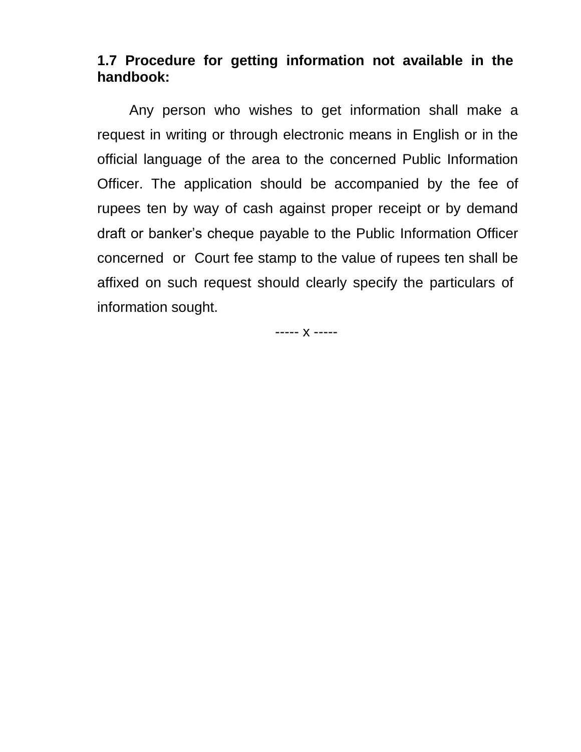### 1.7 Procedure for getting information not available in the handbook:

Any person who wishes to get information shall make a request in writing or through electronic means in English or in the official language of the area to the concerned Public Information Officer. The application should be accompanied by the fee of rupees ten by way of cash against proper receipt or by demand draft or banker's cheque payable to the Public Information Officer concerned or Court fee stamp to the value of rupees ten shall be affixed on such request should clearly specify the particulars of information sought.

----- x -----